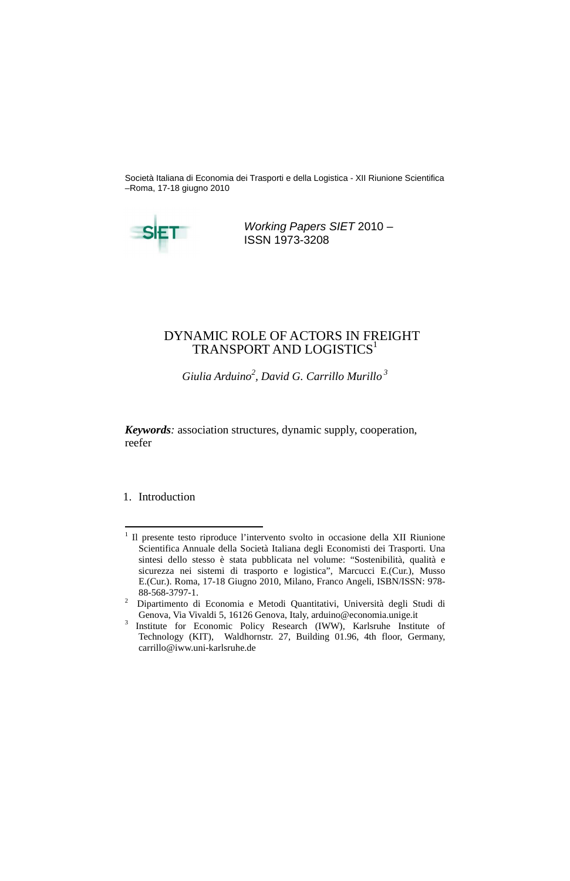Società Italiana di Economia dei Trasporti e della Logistica - XII Riunione Scientifica –Roma, 17-18 giugno 2010

*Working Papers SIET* 2010 – ISSN 1973-3208

# DYNAMIC ROLE OF ACTORS IN FREIGHT TRANSPORT AND LOGISTICS[1]

*Giulia Arduino[2], David G. Carrillo Murillo[3]*

***Keywords**:* association structures, dynamic supply, cooperation, reefer

## 1. Introduction

---

[1] Il presente testo riproduce l'intervento svolto in occasione della XII Riunione Scientifica Annuale della Società Italiana degli Economisti dei Trasporti. Una sintesi dello stesso è stata pubblicata nel volume: "Sostenibilità, qualità e sicurezza nei sistemi di trasporto e logistica", Marcucci E.(Cur.), Musso E.(Cur.). Roma, 17-18 Giugno 2010, Milano, Franco Angeli, ISBN/ISSN: 978-88-568-3797-1.

[2] Dipartimento di Economia e Metodi Quantitativi, Università degli Studi di Genova, Via Vivaldi 5, 16126 Genova, Italy, arduino@economia.unige.it

[3] Institute for Economic Policy Research (IWW), Karlsruhe Institute of Technology (KIT), Waldhornstr. 27, Building 01.96, 4th floor, Germany, carrillo@iww.uni-karlsruhe.de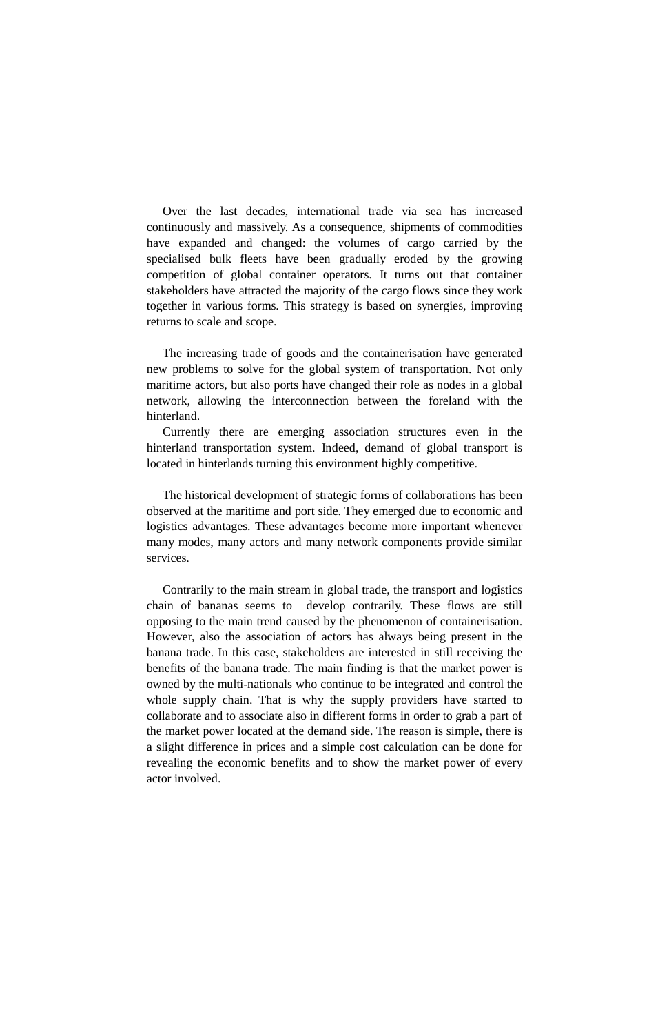Over the last decades, international trade via sea has increased continuously and massively. As a consequence, shipments of commodities have expanded and changed: the volumes of cargo carried by the specialised bulk fleets have been gradually eroded by the growing competition of global container operators. It turns out that container stakeholders have attracted the majority of the cargo flows since they work together in various forms. This strategy is based on synergies, improving returns to scale and scope.

The increasing trade of goods and the containerisation have generated new problems to solve for the global system of transportation. Not only maritime actors, but also ports have changed their role as nodes in a global network, allowing the interconnection between the foreland with the hinterland.

Currently there are emerging association structures even in the hinterland transportation system. Indeed, demand of global transport is located in hinterlands turning this environment highly competitive.

The historical development of strategic forms of collaborations has been observed at the maritime and port side. They emerged due to economic and logistics advantages. These advantages become more important whenever many modes, many actors and many network components provide similar services.

Contrarily to the main stream in global trade, the transport and logistics chain of bananas seems to develop contrarily. These flows are still opposing to the main trend caused by the phenomenon of containerisation. However, also the association of actors has always being present in the banana trade. In this case, stakeholders are interested in still receiving the benefits of the banana trade. The main finding is that the market power is owned by the multi-nationals who continue to be integrated and control the whole supply chain. That is why the supply providers have started to collaborate and to associate also in different forms in order to grab a part of the market power located at the demand side. The reason is simple, there is a slight difference in prices and a simple cost calculation can be done for revealing the economic benefits and to show the market power of every actor involved.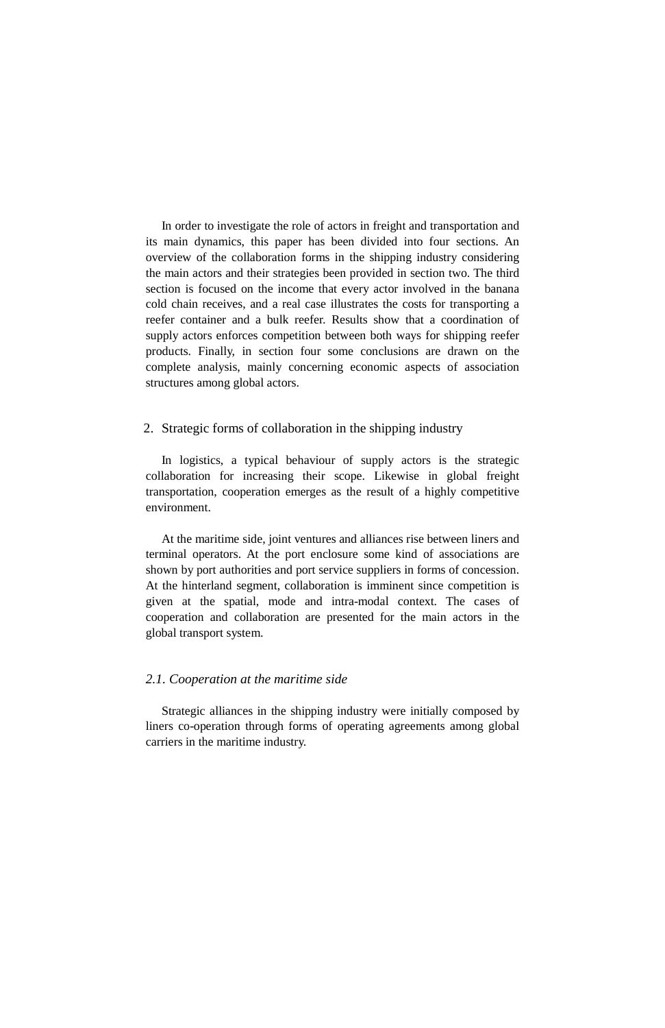In order to investigate the role of actors in freight and transportation and its main dynamics, this paper has been divided into four sections. An overview of the collaboration forms in the shipping industry considering the main actors and their strategies been provided in section two. The third section is focused on the income that every actor involved in the banana cold chain receives, and a real case illustrates the costs for transporting a reefer container and a bulk reefer. Results show that a coordination of supply actors enforces competition between both ways for shipping reefer products. Finally, in section four some conclusions are drawn on the complete analysis, mainly concerning economic aspects of association structures among global actors.

## 2. Strategic forms of collaboration in the shipping industry

In logistics, a typical behaviour of supply actors is the strategic collaboration for increasing their scope. Likewise in global freight transportation, cooperation emerges as the result of a highly competitive environment.

At the maritime side, joint ventures and alliances rise between liners and terminal operators. At the port enclosure some kind of associations are shown by port authorities and port service suppliers in forms of concession. At the hinterland segment, collaboration is imminent since competition is given at the spatial, mode and intra-modal context. The cases of cooperation and collaboration are presented for the main actors in the global transport system.

### *2.1. Cooperation at the maritime side*

Strategic alliances in the shipping industry were initially composed by liners co-operation through forms of operating agreements among global carriers in the maritime industry.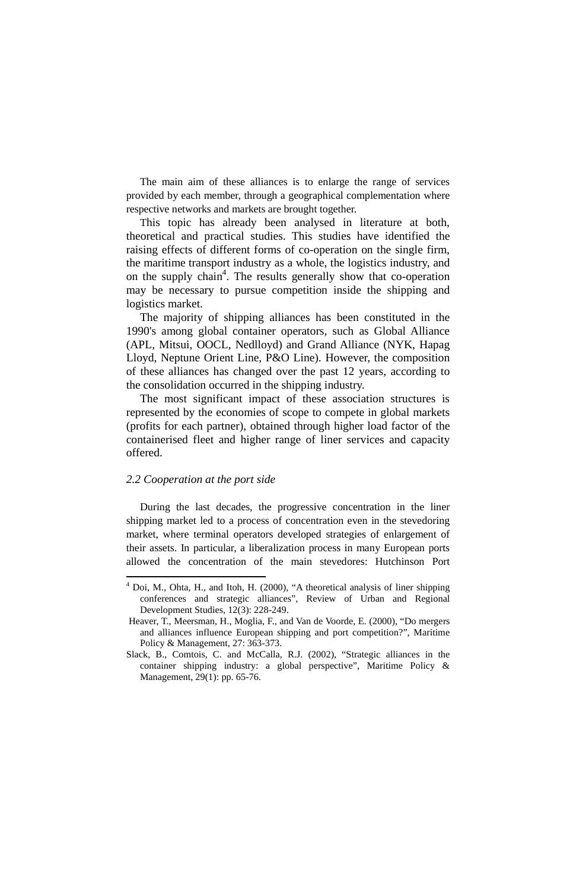The main aim of these alliances is to enlarge the range of services provided by each member, through a geographical complementation where respective networks and markets are brought together.

This topic has already been analysed in literature at both, theoretical and practical studies. This studies have identified the raising effects of different forms of co-operation on the single firm, the maritime transport industry as a whole, the logistics industry, and on the supply chain[4]. The results generally show that co-operation may be necessary to pursue competition inside the shipping and logistics market.

The majority of shipping alliances has been constituted in the 1990's among global container operators, such as Global Alliance (APL, Mitsui, OOCL, Nedlloyd) and Grand Alliance (NYK, Hapag Lloyd, Neptune Orient Line, P&O Line). However, the composition of these alliances has changed over the past 12 years, according to the consolidation occurred in the shipping industry.

The most significant impact of these association structures is represented by the economies of scope to compete in global markets (profits for each partner), obtained through higher load factor of the containerised fleet and higher range of liner services and capacity offered.

### *2.2 Cooperation at the port side*

During the last decades, the progressive concentration in the liner shipping market led to a process of concentration even in the stevedoring market, where terminal operators developed strategies of enlargement of their assets. In particular, a liberalization process in many European ports allowed the concentration of the main stevedores: Hutchinson Port

---

[4] Doi, M., Ohta, H., and Itoh, H. (2000), "A theoretical analysis of liner shipping conferences and strategic alliances", Review of Urban and Regional Development Studies, 12(3): 228-249.

Heaver, T., Meersman, H., Moglia, F., and Van de Voorde, E. (2000), "Do mergers and alliances influence European shipping and port competition?", Maritime Policy & Management, 27: 363-373.

Slack, B., Comtois, C. and McCalla, R.J. (2002), "Strategic alliances in the container shipping industry: a global perspective", Maritime Policy & Management, 29(1): pp. 65-76.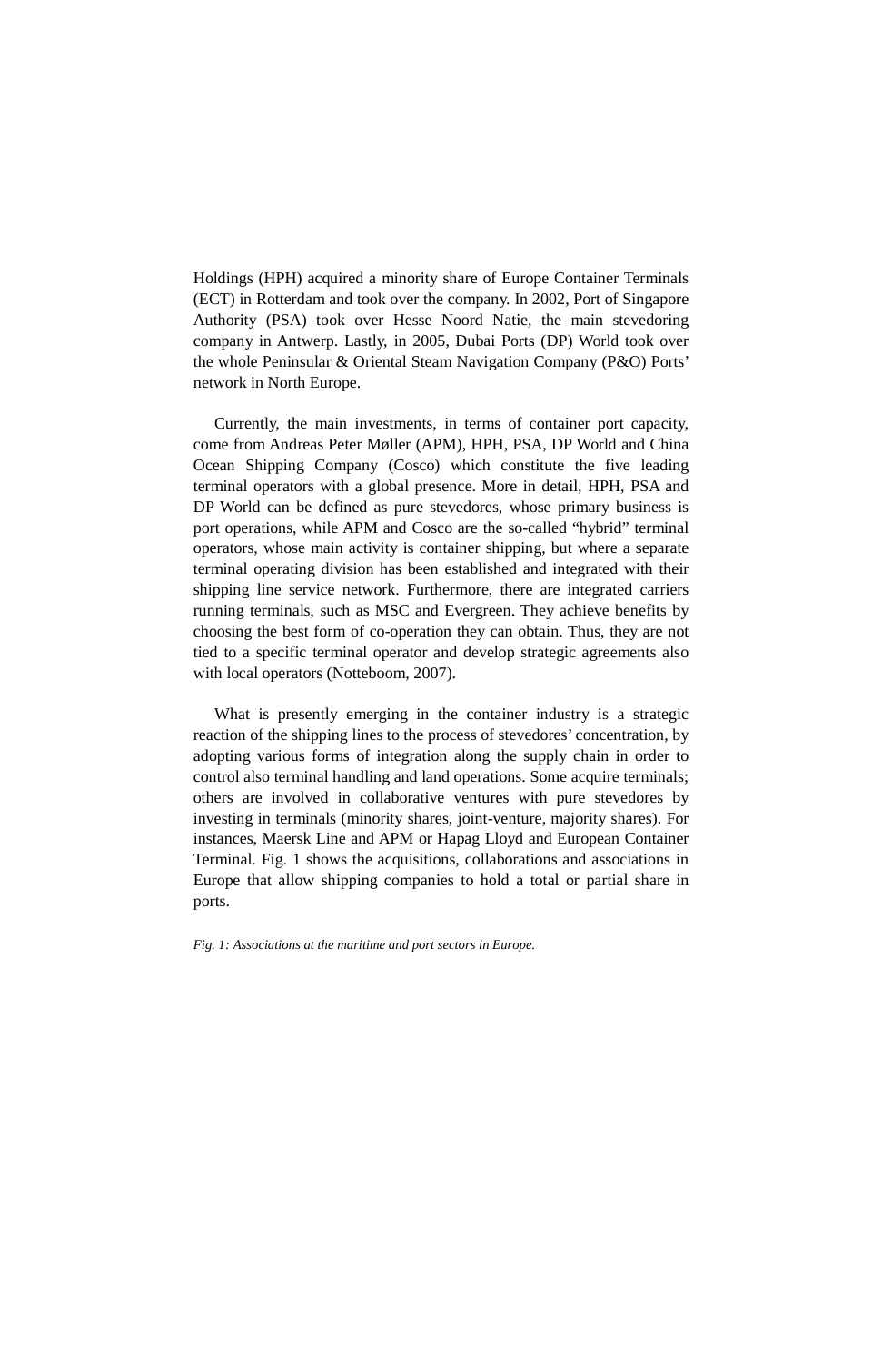Holdings (HPH) acquired a minority share of Europe Container Terminals (ECT) in Rotterdam and took over the company. In 2002, Port of Singapore Authority (PSA) took over Hesse Noord Natie, the main stevedoring company in Antwerp. Lastly, in 2005, Dubai Ports (DP) World took over the whole Peninsular & Oriental Steam Navigation Company (P&O) Ports' network in North Europe.

Currently, the main investments, in terms of container port capacity, come from Andreas Peter Møller (APM), HPH, PSA, DP World and China Ocean Shipping Company (Cosco) which constitute the five leading terminal operators with a global presence. More in detail, HPH, PSA and DP World can be defined as pure stevedores, whose primary business is port operations, while APM and Cosco are the so-called "hybrid" terminal operators, whose main activity is container shipping, but where a separate terminal operating division has been established and integrated with their shipping line service network. Furthermore, there are integrated carriers running terminals, such as MSC and Evergreen. They achieve benefits by choosing the best form of co-operation they can obtain. Thus, they are not tied to a specific terminal operator and develop strategic agreements also with local operators (Notteboom, 2007).

What is presently emerging in the container industry is a strategic reaction of the shipping lines to the process of stevedores' concentration, by adopting various forms of integration along the supply chain in order to control also terminal handling and land operations. Some acquire terminals; others are involved in collaborative ventures with pure stevedores by investing in terminals (minority shares, joint-venture, majority shares). For instances, Maersk Line and APM or Hapag Lloyd and European Container Terminal. Fig. 1 shows the acquisitions, collaborations and associations in Europe that allow shipping companies to hold a total or partial share in ports.

*Fig. 1: Associations at the maritime and port sectors in Europe.*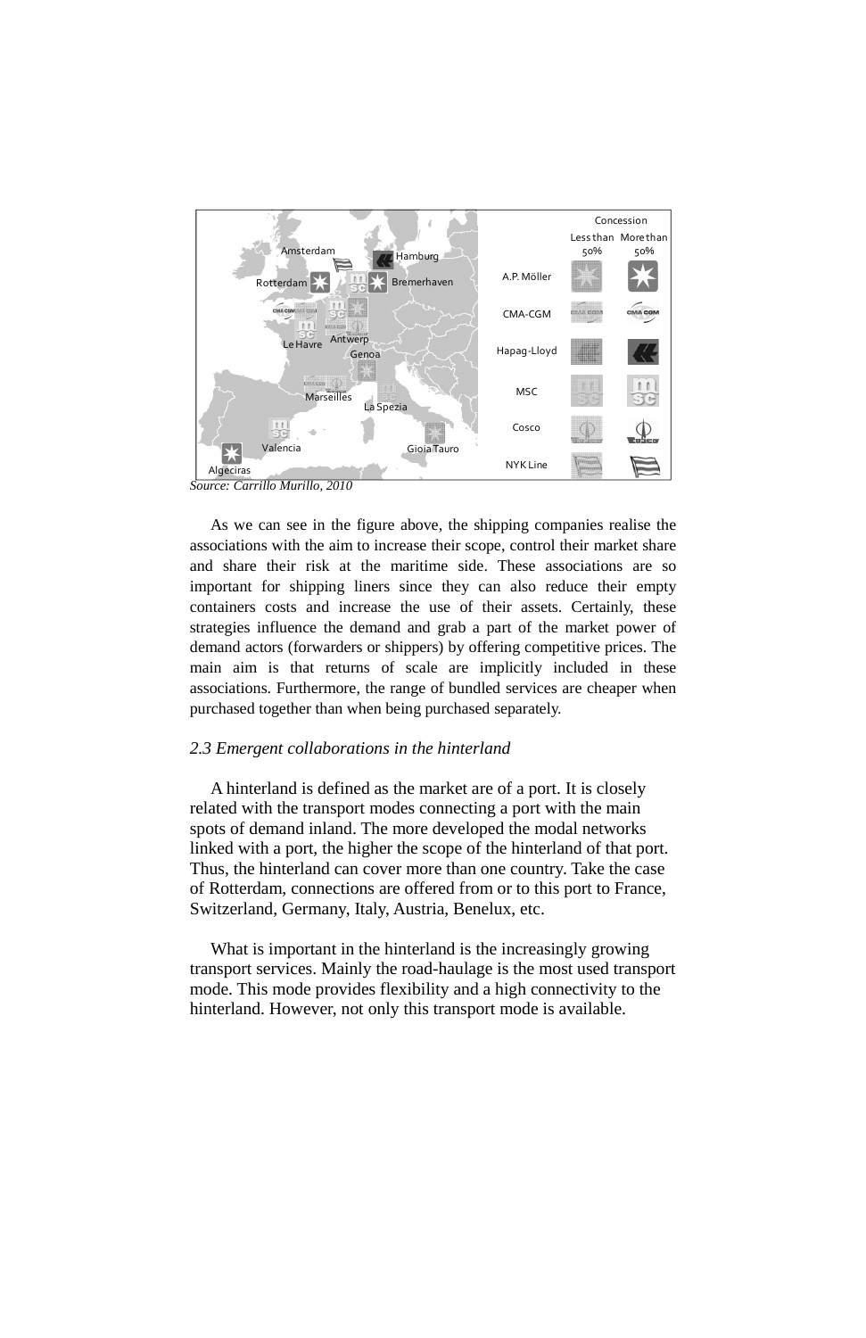Source: Carrillo Murillo, 2010

As we can see in the figure above, the shipping companies realise the associations with the aim to increase their scope, control their market share and share their risk at the maritime side. These associations are so important for shipping liners since they can also reduce their empty containers costs and increase the use of their assets. Certainly, these strategies influence the demand and grab a part of the market power of demand actors (forwarders or shippers) by offering competitive prices. The main aim is that returns of scale are implicitly included in these associations. Furthermore, the range of bundled services are cheaper when purchased together than when being purchased separately.

### *2.3 Emergent collaborations in the hinterland*

A hinterland is defined as the market are of a port. It is closely related with the transport modes connecting a port with the main spots of demand inland. The more developed the modal networks linked with a port, the higher the scope of the hinterland of that port. Thus, the hinterland can cover more than one country. Take the case of Rotterdam, connections are offered from or to this port to France, Switzerland, Germany, Italy, Austria, Benelux, etc.

What is important in the hinterland is the increasingly growing transport services. Mainly the road-haulage is the most used transport mode. This mode provides flexibility and a high connectivity to the hinterland. However, not only this transport mode is available.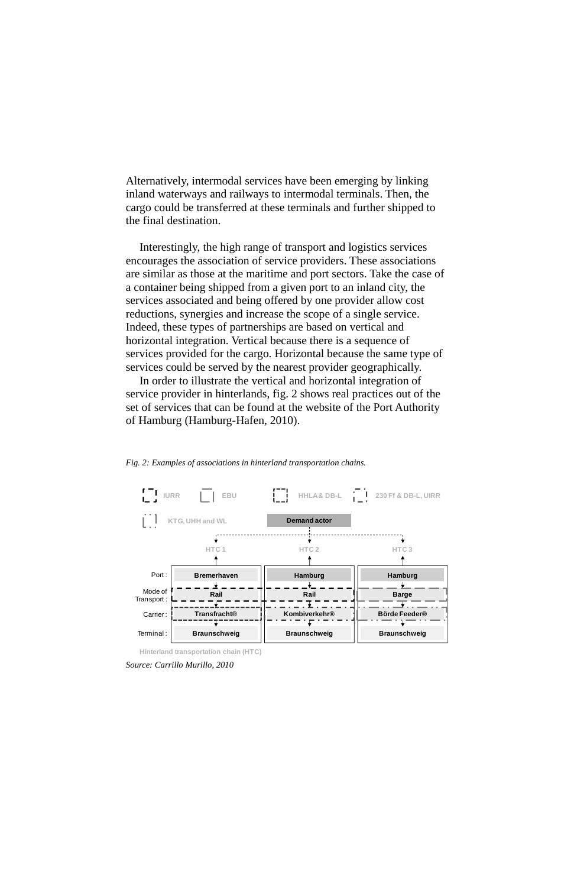Alternatively, intermodal services have been emerging by linking inland waterways and railways to intermodal terminals. Then, the cargo could be transferred at these terminals and further shipped to the final destination.

Interestingly, the high range of transport and logistics services encourages the association of service providers. These associations are similar as those at the maritime and port sectors. Take the case of a container being shipped from a given port to an inland city, the services associated and being offered by one provider allow cost reductions, synergies and increase the scope of a single service. Indeed, these types of partnerships are based on vertical and horizontal integration. Vertical because there is a sequence of services provided for the cargo. Horizontal because the same type of services could be served by the nearest provider geographically.

In order to illustrate the vertical and horizontal integration of service provider in hinterlands, fig. 2 shows real practices out of the set of services that can be found at the website of the Port Authority of Hamburg (Hamburg-Hafen, 2010).

*Fig. 2: Examples of associations in hinterland transportation chains.*

Legend: IURR; EBU; HHLA & DB-L; 230 Ff & DB-L, UIRR; KTG, UHH and WL

Demand actor → HTC 1, HTC 2, HTC 3

| | HTC 1 | HTC 2 | HTC 3 |
|---|---|---|---|
| Port: | Bremerhaven | Hamburg | Hamburg |
| Mode of Transport: | Rail | Rail | Barge |
| Carrier: | Transfracht® | Kombiverkehr® | Börde Feeder® |
| Terminal: | Braunschweig | Braunschweig | Braunschweig |

Hinterland transportation chain (HTC)

*Source: Carrillo Murillo, 2010*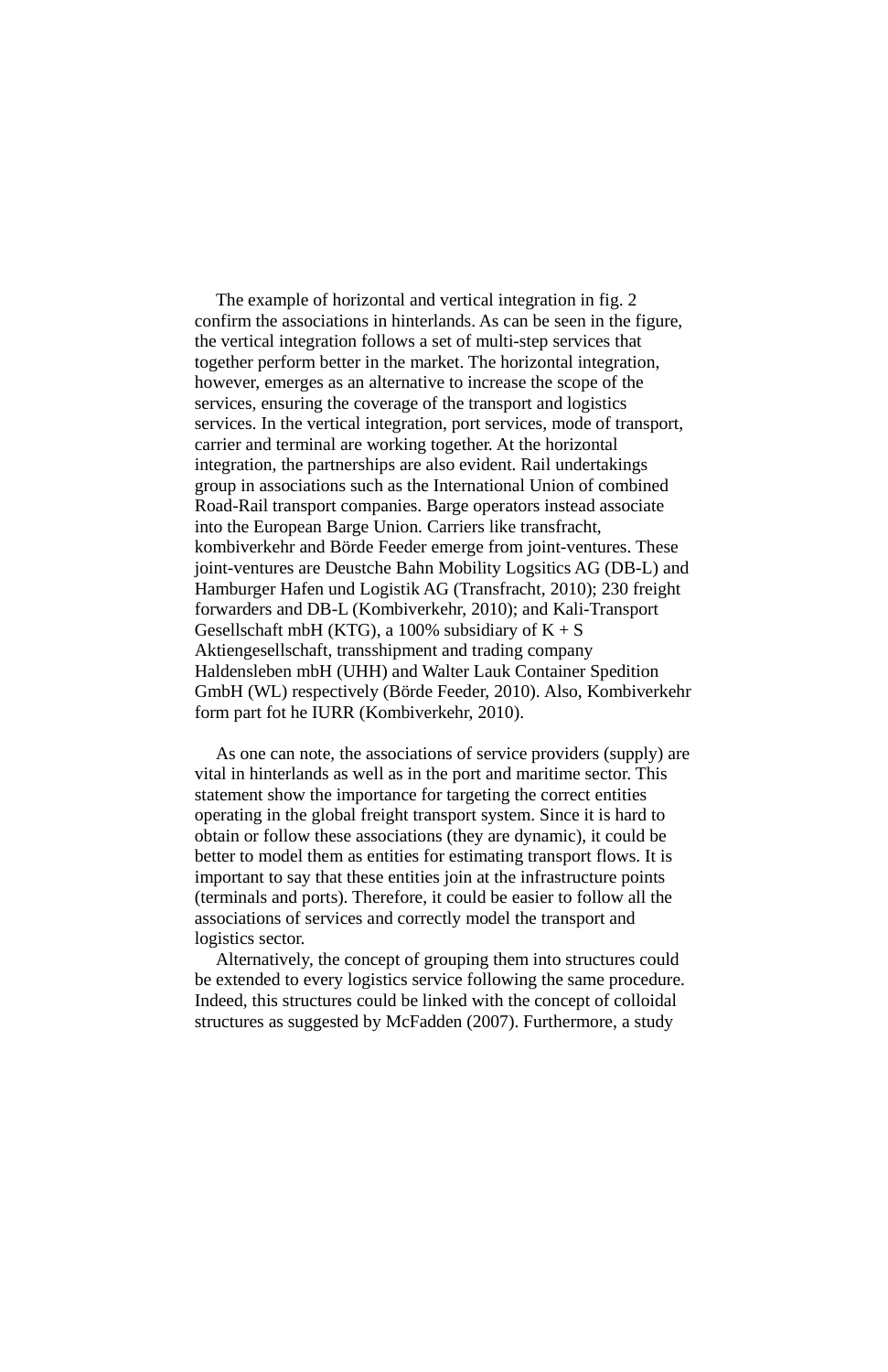The example of horizontal and vertical integration in fig. 2 confirm the associations in hinterlands. As can be seen in the figure, the vertical integration follows a set of multi-step services that together perform better in the market. The horizontal integration, however, emerges as an alternative to increase the scope of the services, ensuring the coverage of the transport and logistics services. In the vertical integration, port services, mode of transport, carrier and terminal are working together. At the horizontal integration, the partnerships are also evident. Rail undertakings group in associations such as the International Union of combined Road-Rail transport companies. Barge operators instead associate into the European Barge Union. Carriers like transfracht, kombiverkehr and Börde Feeder emerge from joint-ventures. These joint-ventures are Deutsche Bahn Mobility Logsitics AG (DB-L) and Hamburger Hafen und Logistik AG (Transfracht, 2010); 230 freight forwarders and DB-L (Kombiverkehr, 2010); and Kali-Transport Gesellschaft mbH (KTG), a 100% subsidiary of K + S Aktiengesellschaft, transshipment and trading company Haldensleben mbH (UHH) and Walter Lauk Container Spedition GmbH (WL) respectively (Börde Feeder, 2010). Also, Kombiverkehr form part fot he IURR (Kombiverkehr, 2010).

As one can note, the associations of service providers (supply) are vital in hinterlands as well as in the port and maritime sector. This statement show the importance for targeting the correct entities operating in the global freight transport system. Since it is hard to obtain or follow these associations (they are dynamic), it could be better to model them as entities for estimating transport flows. It is important to say that these entities join at the infrastructure points (terminals and ports). Therefore, it could be easier to follow all the associations of services and correctly model the transport and logistics sector.

Alternatively, the concept of grouping them into structures could be extended to every logistics service following the same procedure. Indeed, this structures could be linked with the concept of colloidal structures as suggested by McFadden (2007). Furthermore, a study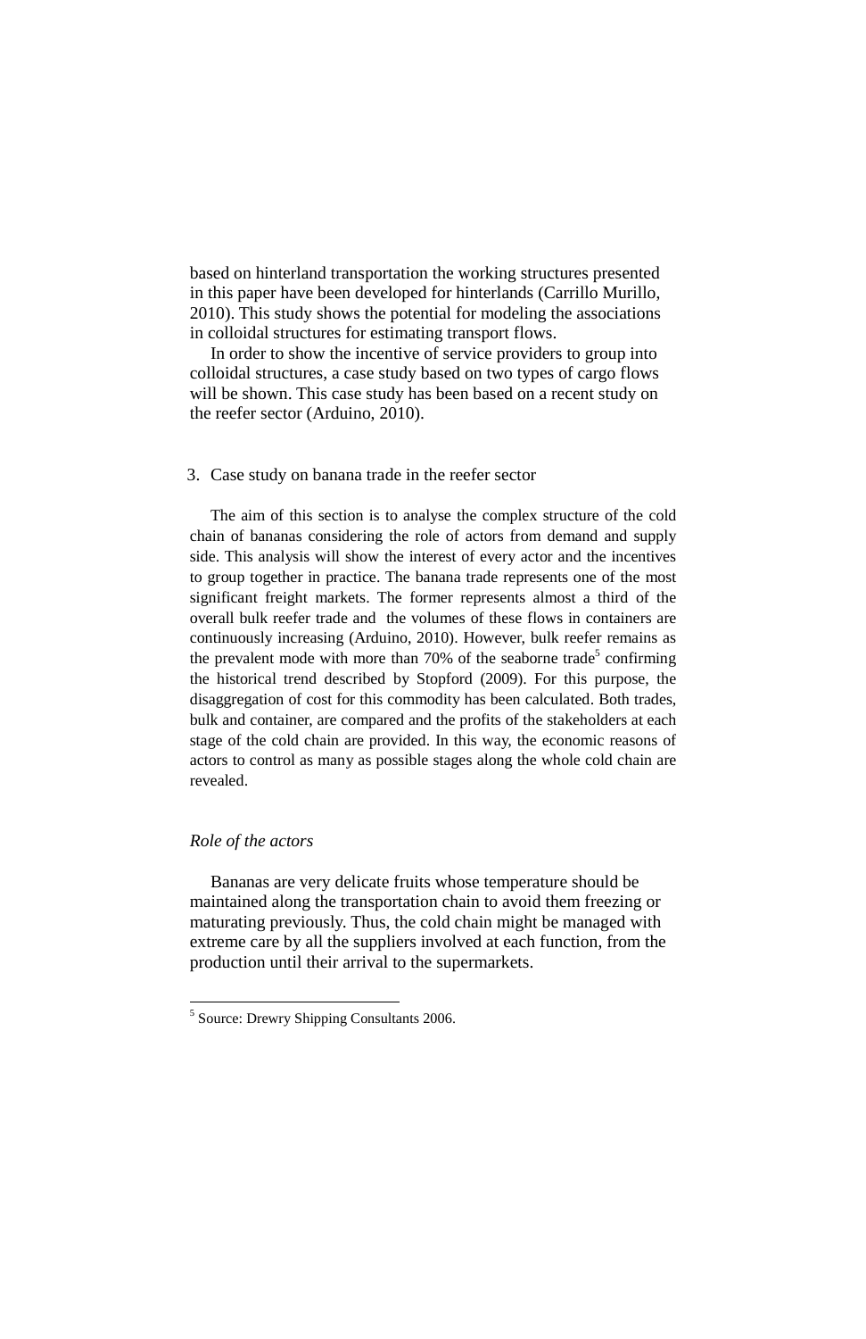based on hinterland transportation the working structures presented in this paper have been developed for hinterlands (Carrillo Murillo, 2010). This study shows the potential for modeling the associations in colloidal structures for estimating transport flows.

In order to show the incentive of service providers to group into colloidal structures, a case study based on two types of cargo flows will be shown. This case study has been based on a recent study on the reefer sector (Arduino, 2010).

## 3. Case study on banana trade in the reefer sector

The aim of this section is to analyse the complex structure of the cold chain of bananas considering the role of actors from demand and supply side. This analysis will show the interest of every actor and the incentives to group together in practice. The banana trade represents one of the most significant freight markets. The former represents almost a third of the overall bulk reefer trade and the volumes of these flows in containers are continuously increasing (Arduino, 2010). However, bulk reefer remains as the prevalent mode with more than 70% of the seaborne trade[5] confirming the historical trend described by Stopford (2009). For this purpose, the disaggregation of cost for this commodity has been calculated. Both trades, bulk and container, are compared and the profits of the stakeholders at each stage of the cold chain are provided. In this way, the economic reasons of actors to control as many as possible stages along the whole cold chain are revealed.

### *Role of the actors*

Bananas are very delicate fruits whose temperature should be maintained along the transportation chain to avoid them freezing or maturating previously. Thus, the cold chain might be managed with extreme care by all the suppliers involved at each function, from the production until their arrival to the supermarkets.

---

[5] Source: Drewry Shipping Consultants 2006.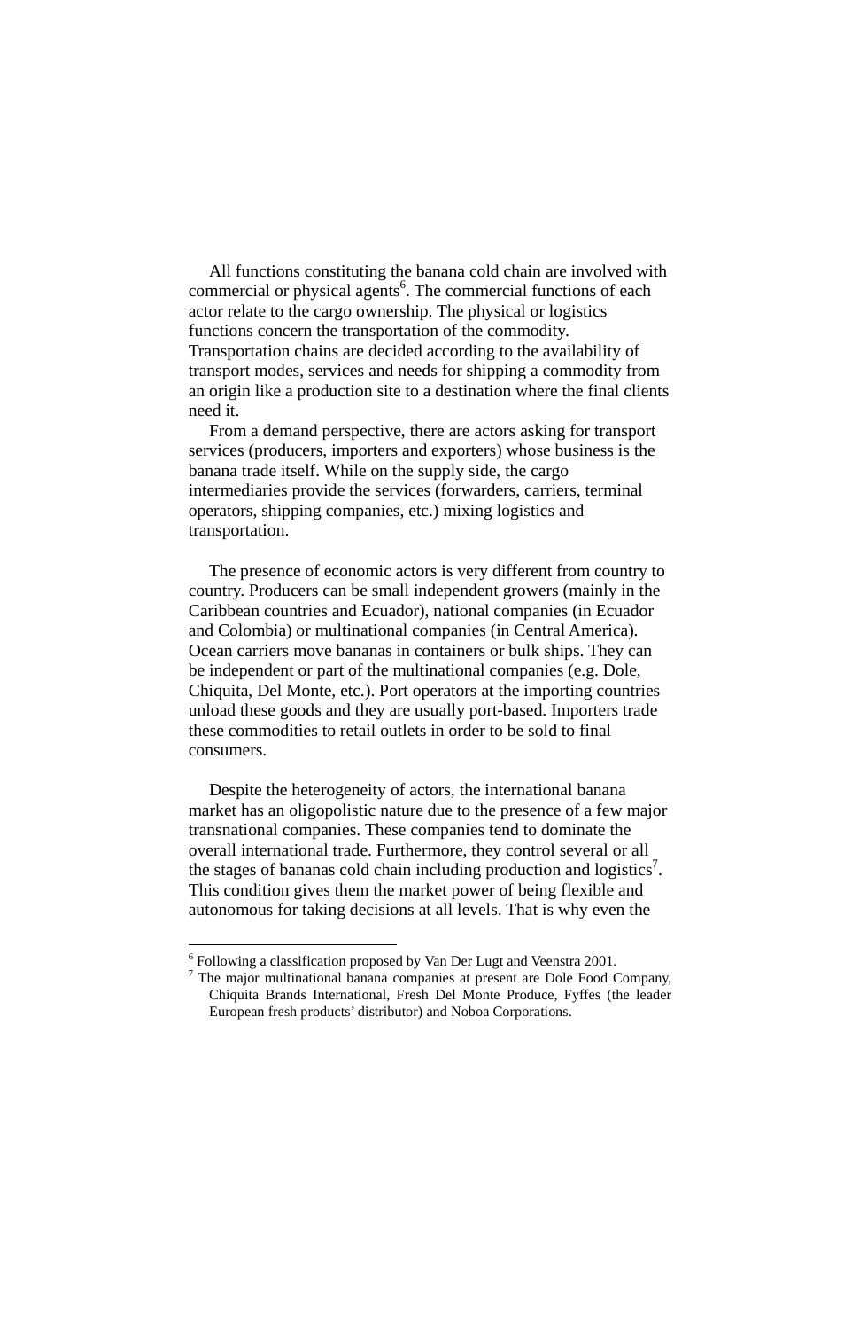All functions constituting the banana cold chain are involved with commercial or physical agents[6]. The commercial functions of each actor relate to the cargo ownership. The physical or logistics functions concern the transportation of the commodity. Transportation chains are decided according to the availability of transport modes, services and needs for shipping a commodity from an origin like a production site to a destination where the final clients need it.

From a demand perspective, there are actors asking for transport services (producers, importers and exporters) whose business is the banana trade itself. While on the supply side, the cargo intermediaries provide the services (forwarders, carriers, terminal operators, shipping companies, etc.) mixing logistics and transportation.

The presence of economic actors is very different from country to country. Producers can be small independent growers (mainly in the Caribbean countries and Ecuador), national companies (in Ecuador and Colombia) or multinational companies (in Central America). Ocean carriers move bananas in containers or bulk ships. They can be independent or part of the multinational companies (e.g. Dole, Chiquita, Del Monte, etc.). Port operators at the importing countries unload these goods and they are usually port-based. Importers trade these commodities to retail outlets in order to be sold to final consumers.

Despite the heterogeneity of actors, the international banana market has an oligopolistic nature due to the presence of a few major transnational companies. These companies tend to dominate the overall international trade. Furthermore, they control several or all the stages of bananas cold chain including production and logistics[7]. This condition gives them the market power of being flexible and autonomous for taking decisions at all levels. That is why even the

---

[6] Following a classification proposed by Van Der Lugt and Veenstra 2001.

[7] The major multinational banana companies at present are Dole Food Company, Chiquita Brands International, Fresh Del Monte Produce, Fyffes (the leader European fresh products' distributor) and Noboa Corporations.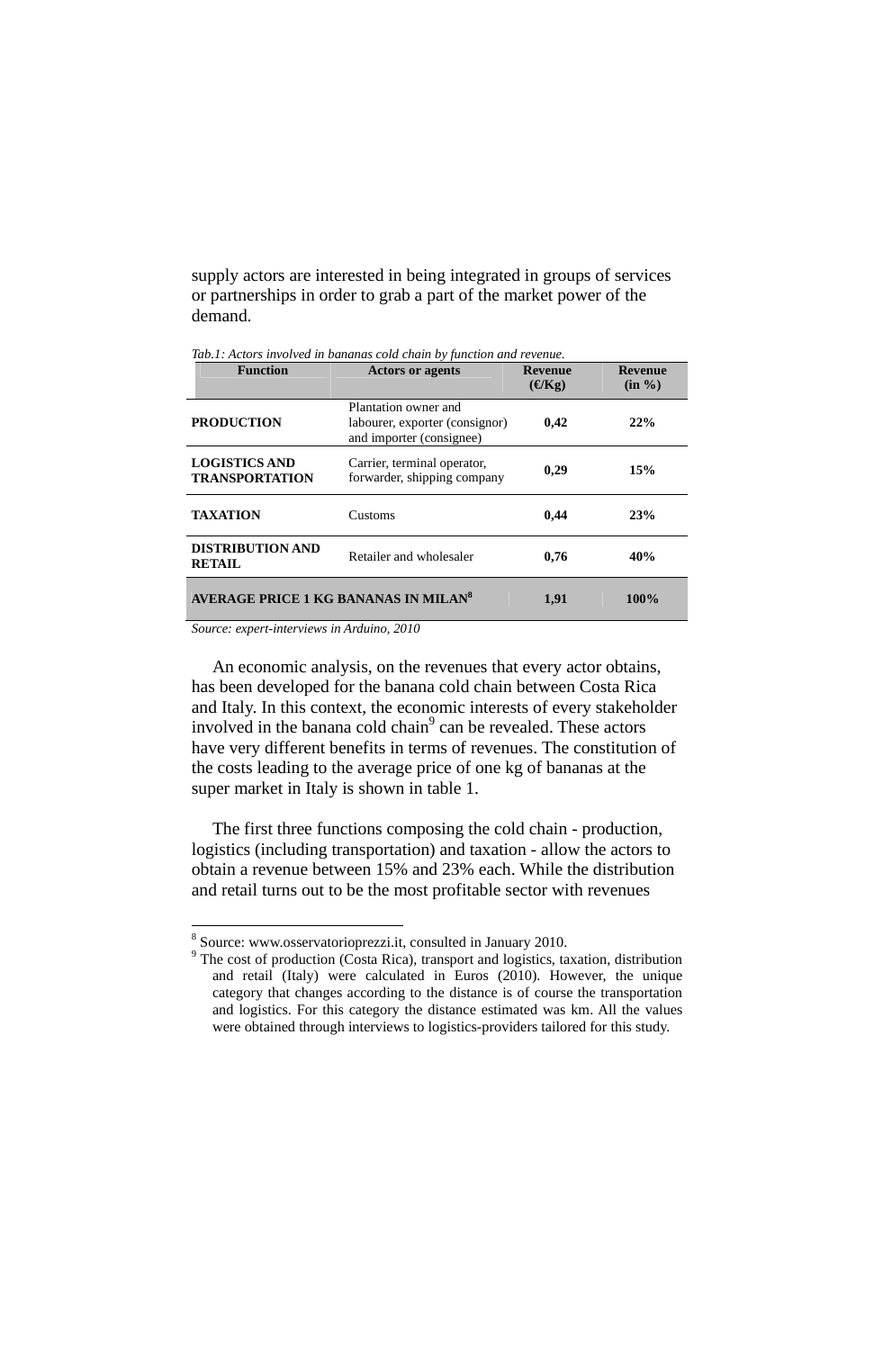supply actors are interested in being integrated in groups of services or partnerships in order to grab a part of the market power of the demand.

*Tab.1: Actors involved in bananas cold chain by function and revenue.*

| Function | Actors or agents | Revenue (€/Kg) | Revenue (in %) |
|---|---|---|---|
| **PRODUCTION** | Plantation owner and labourer, exporter (consignor) and importer (consignee) | **0,42** | **22%** |
| **LOGISTICS AND TRANSPORTATION** | Carrier, terminal operator, forwarder, shipping company | **0,29** | **15%** |
| **TAXATION** | Customs | **0,44** | **23%** |
| **DISTRIBUTION AND RETAIL** | Retailer and wholesaler | **0,76** | **40%** |
| **AVERAGE PRICE 1 KG BANANAS IN MILAN**[8] | | **1,91** | **100%** |

*Source: expert-interviews in Arduino, 2010*

An economic analysis, on the revenues that every actor obtains, has been developed for the banana cold chain between Costa Rica and Italy. In this context, the economic interests of every stakeholder involved in the banana cold chain[9] can be revealed. These actors have very different benefits in terms of revenues. The constitution of the costs leading to the average price of one kg of bananas at the super market in Italy is shown in table 1.

The first three functions composing the cold chain - production, logistics (including transportation) and taxation - allow the actors to obtain a revenue between 15% and 23% each. While the distribution and retail turns out to be the most profitable sector with revenues

---

[8] Source: www.osservatorioprezzi.it, consulted in January 2010.

[9] The cost of production (Costa Rica), transport and logistics, taxation, distribution and retail (Italy) were calculated in Euros (2010). However, the unique category that changes according to the distance is of course the transportation and logistics. For this category the distance estimated was km. All the values were obtained through interviews to logistics-providers tailored for this study.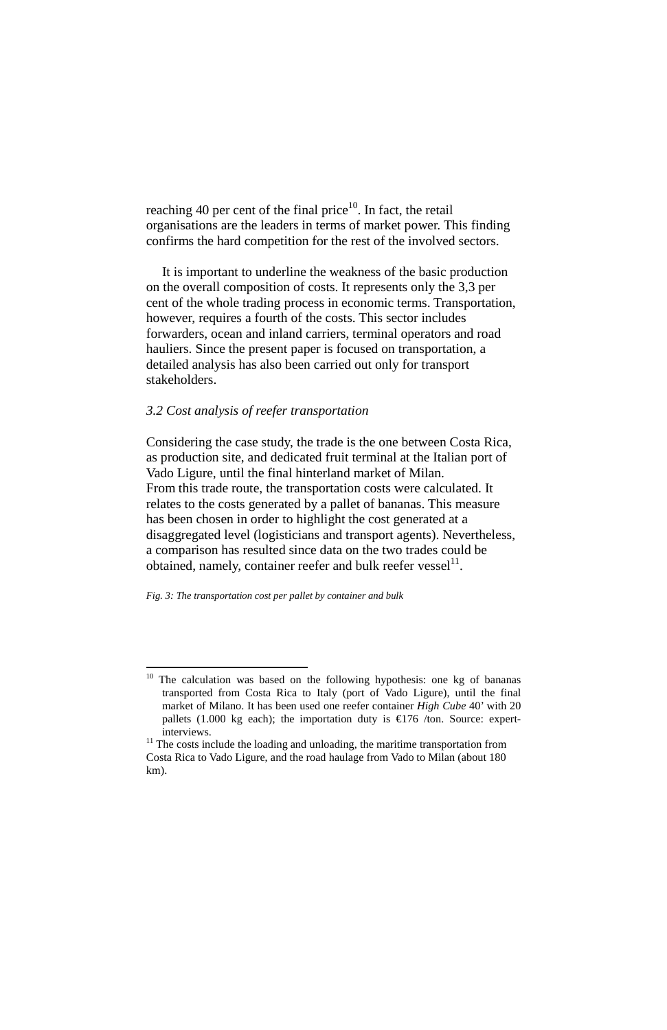reaching 40 per cent of the final price[10]. In fact, the retail organisations are the leaders in terms of market power. This finding confirms the hard competition for the rest of the involved sectors.

It is important to underline the weakness of the basic production on the overall composition of costs. It represents only the 3,3 per cent of the whole trading process in economic terms. Transportation, however, requires a fourth of the costs. This sector includes forwarders, ocean and inland carriers, terminal operators and road hauliers. Since the present paper is focused on transportation, a detailed analysis has also been carried out only for transport stakeholders.

### *3.2 Cost analysis of reefer transportation*

Considering the case study, the trade is the one between Costa Rica, as production site, and dedicated fruit terminal at the Italian port of Vado Ligure, until the final hinterland market of Milan.
From this trade route, the transportation costs were calculated. It relates to the costs generated by a pallet of bananas. This measure has been chosen in order to highlight the cost generated at a disaggregated level (logisticians and transport agents). Nevertheless, a comparison has resulted since data on the two trades could be obtained, namely, container reefer and bulk reefer vessel[11].

*Fig. 3: The transportation cost per pallet by container and bulk*

---

[10] The calculation was based on the following hypothesis: one kg of bananas transported from Costa Rica to Italy (port of Vado Ligure), until the final market of Milano. It has been used one reefer container *High Cube* 40' with 20 pallets (1.000 kg each); the importation duty is €176 /ton. Source: expert-interviews.

[11] The costs include the loading and unloading, the maritime transportation from Costa Rica to Vado Ligure, and the road haulage from Vado to Milan (about 180 km).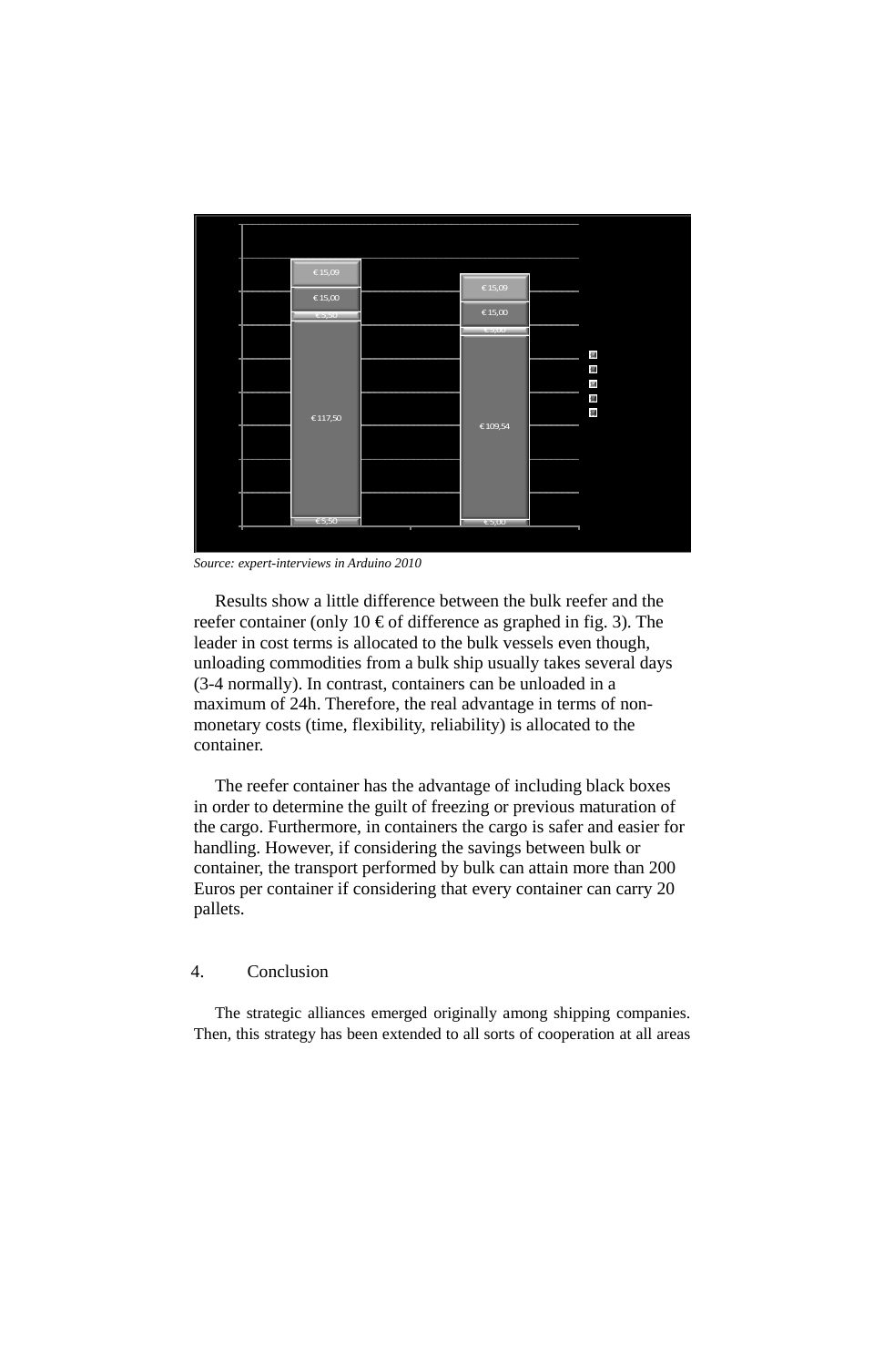*Source: expert-interviews in Arduino 2010*

Results show a little difference between the bulk reefer and the reefer container (only 10 € of difference as graphed in fig. 3). The leader in cost terms is allocated to the bulk vessels even though, unloading commodities from a bulk ship usually takes several days (3-4 normally). In contrast, containers can be unloaded in a maximum of 24h. Therefore, the real advantage in terms of non-monetary costs (time, flexibility, reliability) is allocated to the container.

The reefer container has the advantage of including black boxes in order to determine the guilt of freezing or previous maturation of the cargo. Furthermore, in containers the cargo is safer and easier for handling. However, if considering the savings between bulk or container, the transport performed by bulk can attain more than 200 Euros per container if considering that every container can carry 20 pallets.

## 4. Conclusion

The strategic alliances emerged originally among shipping companies. Then, this strategy has been extended to all sorts of cooperation at all areas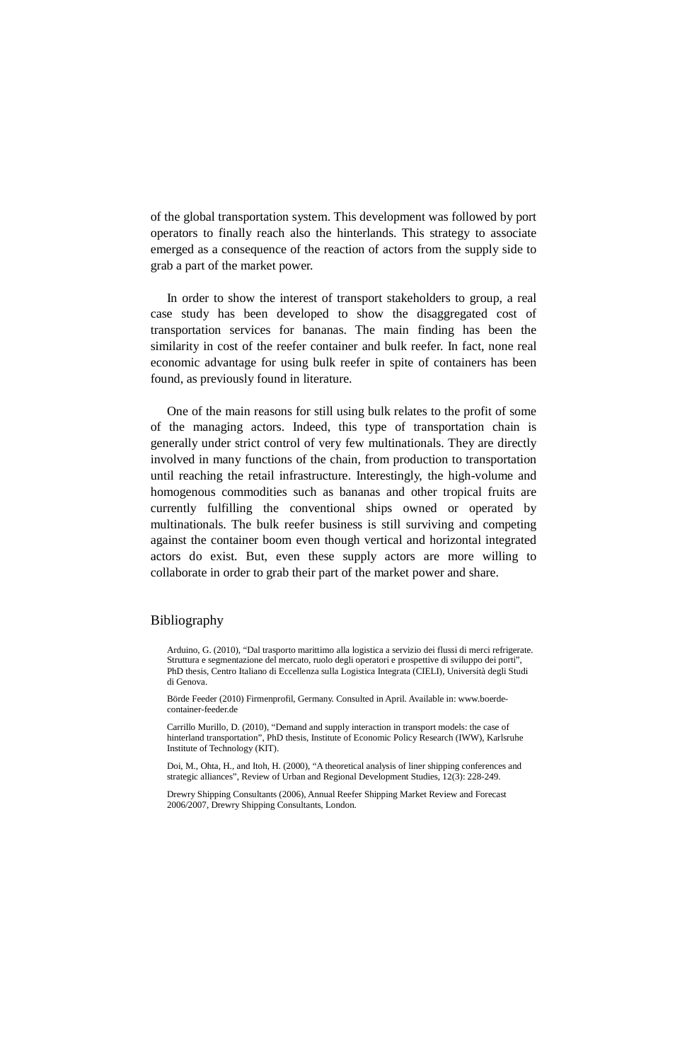of the global transportation system. This development was followed by port operators to finally reach also the hinterlands. This strategy to associate emerged as a consequence of the reaction of actors from the supply side to grab a part of the market power.

In order to show the interest of transport stakeholders to group, a real case study has been developed to show the disaggregated cost of transportation services for bananas. The main finding has been the similarity in cost of the reefer container and bulk reefer. In fact, none real economic advantage for using bulk reefer in spite of containers has been found, as previously found in literature.

One of the main reasons for still using bulk relates to the profit of some of the managing actors. Indeed, this type of transportation chain is generally under strict control of very few multinationals. They are directly involved in many functions of the chain, from production to transportation until reaching the retail infrastructure. Interestingly, the high-volume and homogenous commodities such as bananas and other tropical fruits are currently fulfilling the conventional ships owned or operated by multinationals. The bulk reefer business is still surviving and competing against the container boom even though vertical and horizontal integrated actors do exist. But, even these supply actors are more willing to collaborate in order to grab their part of the market power and share.

## Bibliography

Arduino, G. (2010), "Dal trasporto marittimo alla logistica a servizio dei flussi di merci refrigerate. Struttura e segmentazione del mercato, ruolo degli operatori e prospettive di sviluppo dei porti", PhD thesis, Centro Italiano di Eccellenza sulla Logistica Integrata (CIELI), Università degli Studi di Genova.

Börde Feeder (2010) Firmenprofil, Germany. Consulted in April. Available in: www.boerde-container-feeder.de

Carrillo Murillo, D. (2010), "Demand and supply interaction in transport models: the case of hinterland transportation", PhD thesis, Institute of Economic Policy Research (IWW), Karlsruhe Institute of Technology (KIT).

Doi, M., Ohta, H., and Itoh, H. (2000), "A theoretical analysis of liner shipping conferences and strategic alliances", Review of Urban and Regional Development Studies, 12(3): 228-249.

Drewry Shipping Consultants (2006), Annual Reefer Shipping Market Review and Forecast 2006/2007, Drewry Shipping Consultants, London.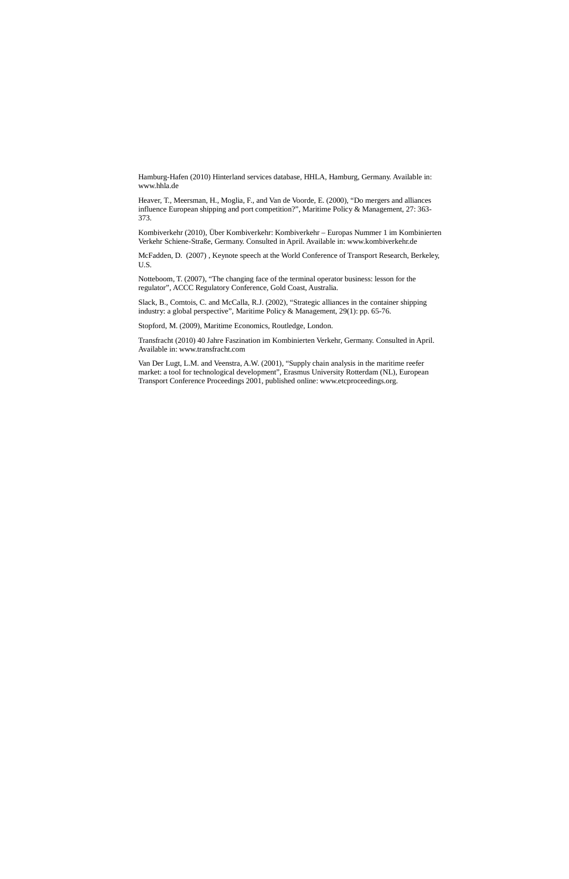Hamburg-Hafen (2010) Hinterland services database, HHLA, Hamburg, Germany. Available in: www.hhla.de

Heaver, T., Meersman, H., Moglia, F., and Van de Voorde, E. (2000), "Do mergers and alliances influence European shipping and port competition?", Maritime Policy & Management, 27: 363-373.

Kombiverkehr (2010), Über Kombiverkehr: Kombiverkehr – Europas Nummer 1 im Kombinierten Verkehr Schiene-Straße, Germany. Consulted in April. Available in: www.kombiverkehr.de

McFadden, D. (2007) , Keynote speech at the World Conference of Transport Research, Berkeley, U.S.

Notteboom, T. (2007), "The changing face of the terminal operator business: lesson for the regulator", ACCC Regulatory Conference, Gold Coast, Australia.

Slack, B., Comtois, C. and McCalla, R.J. (2002), "Strategic alliances in the container shipping industry: a global perspective", Maritime Policy & Management, 29(1): pp. 65-76.

Stopford, M. (2009), Maritime Economics, Routledge, London.

Transfracht (2010) 40 Jahre Faszination im Kombinierten Verkehr, Germany. Consulted in April. Available in: www.transfracht.com

Van Der Lugt, L.M. and Veenstra, A.W. (2001), "Supply chain analysis in the maritime reefer market: a tool for technological development", Erasmus University Rotterdam (NL), European Transport Conference Proceedings 2001, published online: www.etcproceedings.org.